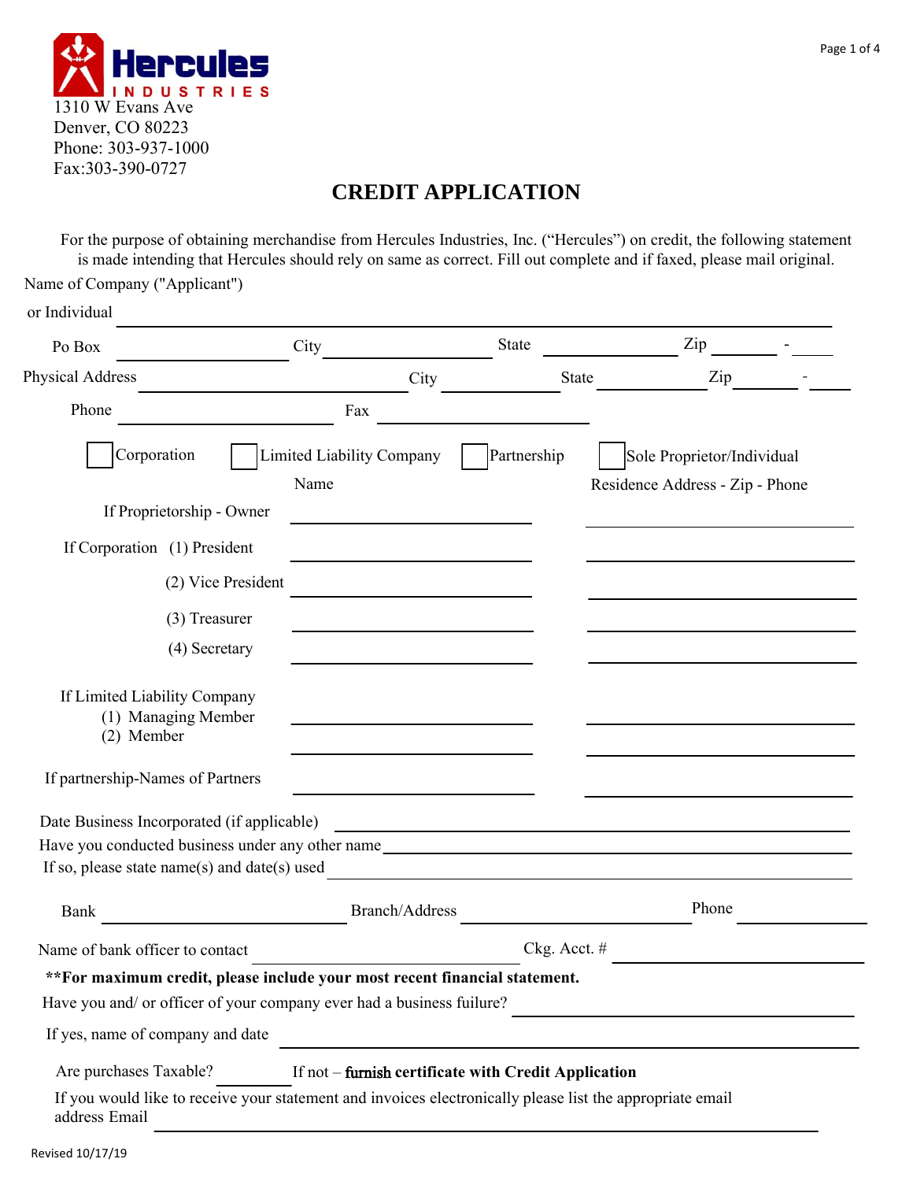Hercules INDUSTRIES

1310 W Evans Ave
Denver, CO 80223
Phone: 303-937-1000
Fax:303-390-0727

# CREDIT APPLICATION

For the purpose of obtaining merchandise from Hercules Industries, Inc. ("Hercules") on credit, the following statement is made intending that Hercules should rely on same as correct. Fill out complete and if faxed, please mail original.

Name of Company ("Applicant") or Individual ____________________

Po Box __________ City __________ State __________ Zip ______ - ____

Physical Address __________ City __________ State __________ Zip ______ - ____

Phone __________ Fax __________

☐ Corporation ☐ Limited Liability Company ☐ Partnership ☐ Sole Proprietor/Individual

| | Name | Residence Address - Zip - Phone |
|---|---|---|
| If Proprietorship - Owner | | |
| If Corporation (1) President | | |
| (2) Vice President | | |
| (3) Treasurer | | |
| (4) Secretary | | |
| If Limited Liability Company (1) Managing Member | | |
| (2) Member | | |
| If partnership-Names of Partners | | |

Date Business Incorporated (if applicable) ____________________

Have you conducted business under any other name ____________________

If so, please state name(s) and date(s) used ____________________

Bank __________ Branch/Address __________ Phone __________

Name of bank officer to contact __________ Ckg. Acct. # __________

**\*\*For maximum credit, please include your most recent financial statement.**

Have you and/ or officer of your company ever had a business fuilure? __________

If yes, name of company and date ____________________

Are purchases Taxable? ______ If not – **furnish certificate with Credit Application**

If you would like to receive your statement and invoices electronically please list the appropriate email address Email ____________________

Revised 10/17/19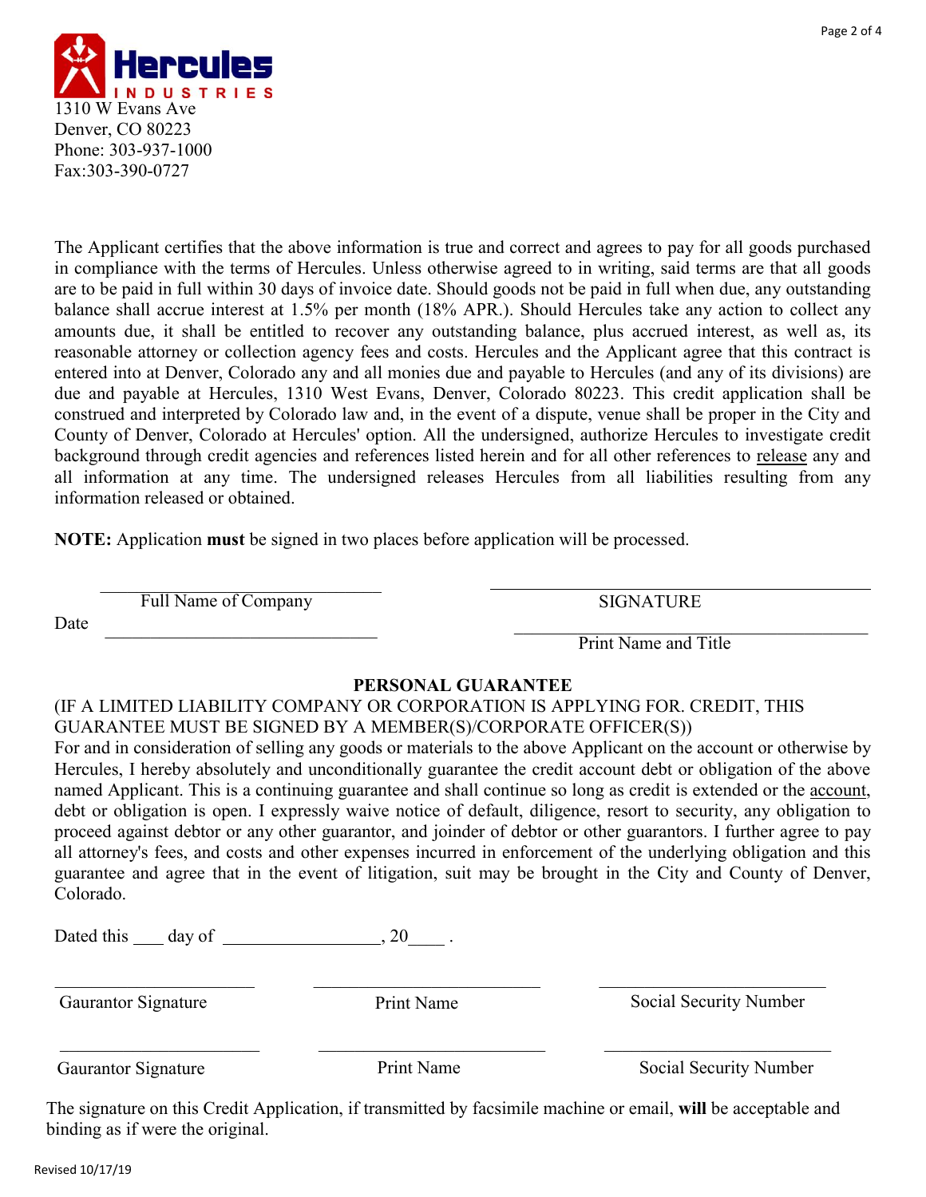Hercules INDUSTRIES

1310 W Evans Ave
Denver, CO 80223
Phone: 303-937-1000
Fax:303-390-0727

The Applicant certifies that the above information is true and correct and agrees to pay for all goods purchased in compliance with the terms of Hercules. Unless otherwise agreed to in writing, said terms are that all goods are to be paid in full within 30 days of invoice date. Should goods not be paid in full when due, any outstanding balance shall accrue interest at 1.5% per month (18% APR.). Should Hercules take any action to collect any amounts due, it shall be entitled to recover any outstanding balance, plus accrued interest, as well as, its reasonable attorney or collection agency fees and costs. Hercules and the Applicant agree that this contract is entered into at Denver, Colorado any and all monies due and payable to Hercules (and any of its divisions) are due and payable at Hercules, 1310 West Evans, Denver, Colorado 80223. This credit application shall be construed and interpreted by Colorado law and, in the event of a dispute, venue shall be proper in the City and County of Denver, Colorado at Hercules' option. All the undersigned, authorize Hercules to investigate credit background through credit agencies and references listed herein and for all other references to release any and all information at any time. The undersigned releases Hercules from all liabilities resulting from any information released or obtained.

**NOTE:** Application **must** be signed in two places before application will be processed.

______________________________ Full Name of Company

______________________________ SIGNATURE

Date ______________________________

______________________________ Print Name and Title

## PERSONAL GUARANTEE

(IF A LIMITED LIABILITY COMPANY OR CORPORATION IS APPLYING FOR. CREDIT, THIS GUARANTEE MUST BE SIGNED BY A MEMBER(S)/CORPORATE OFFICER(S))

For and in consideration of selling any goods or materials to the above Applicant on the account or otherwise by Hercules, I hereby absolutely and unconditionally guarantee the credit account debt or obligation of the above named Applicant. This is a continuing guarantee and shall continue so long as credit is extended or the account, debt or obligation is open. I expressly waive notice of default, diligence, resort to security, any obligation to proceed against debtor or any other guarantor, and joinder of debtor or other guarantors. I further agree to pay all attorney's fees, and costs and other expenses incurred in enforcement of the underlying obligation and this guarantee and agree that in the event of litigation, suit may be brought in the City and County of Denver, Colorado.

Dated this ____ day of __________________, 20____ .

| ______________________ | ______________________ | ______________________ |
|---|---|---|
| Gaurantor Signature | Print Name | Social Security Number |
| ______________________ | ______________________ | ______________________ |
| Gaurantor Signature | Print Name | Social Security Number |

The signature on this Credit Application, if transmitted by facsimile machine or email, **will** be acceptable and binding as if were the original.

Revised 10/17/19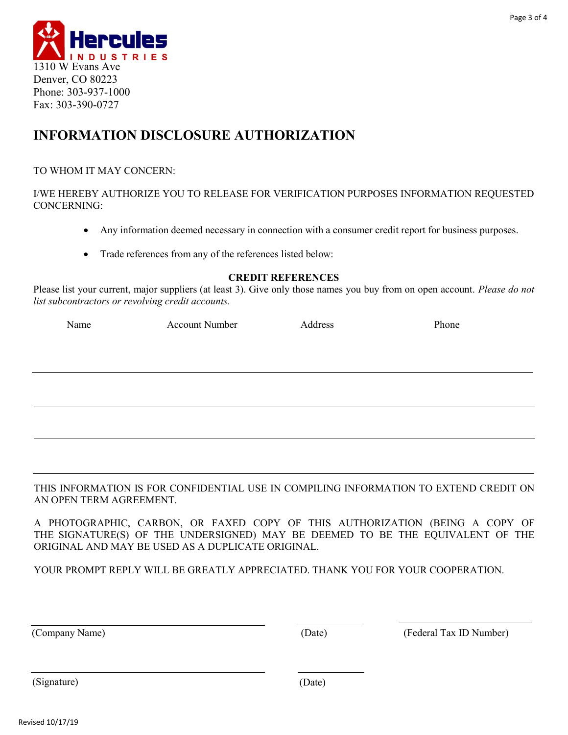Hercules
INDUSTRIES

1310 W Evans Ave
Denver, CO 80223
Phone: 303-937-1000
Fax: 303-390-0727

# INFORMATION DISCLOSURE AUTHORIZATION

TO WHOM IT MAY CONCERN:

I/WE HEREBY AUTHORIZE YOU TO RELEASE FOR VERIFICATION PURPOSES INFORMATION REQUESTED CONCERNING:

- Any information deemed necessary in connection with a consumer credit report for business purposes.
- Trade references from any of the references listed below:

**CREDIT REFERENCES**

Please list your current, major suppliers (at least 3). Give only those names you buy from on open account. *Please do not list subcontractors or revolving credit accounts.*

| Name | Account Number | Address | Phone |
|---|---|---|---|
| | | | |
| | | | |
| | | | |
| | | | |

THIS INFORMATION IS FOR CONFIDENTIAL USE IN COMPILING INFORMATION TO EXTEND CREDIT ON AN OPEN TERM AGREEMENT.

A PHOTOGRAPHIC, CARBON, OR FAXED COPY OF THIS AUTHORIZATION (BEING A COPY OF THE SIGNATURE(S) OF THE UNDERSIGNED) MAY BE DEEMED TO BE THE EQUIVALENT OF THE ORIGINAL AND MAY BE USED AS A DUPLICATE ORIGINAL.

YOUR PROMPT REPLY WILL BE GREATLY APPRECIATED. THANK YOU FOR YOUR COOPERATION.

______________________________ (Company Name) ____________ (Date) ______________________ (Federal Tax ID Number)

______________________________ (Signature) ____________ (Date)

Revised 10/17/19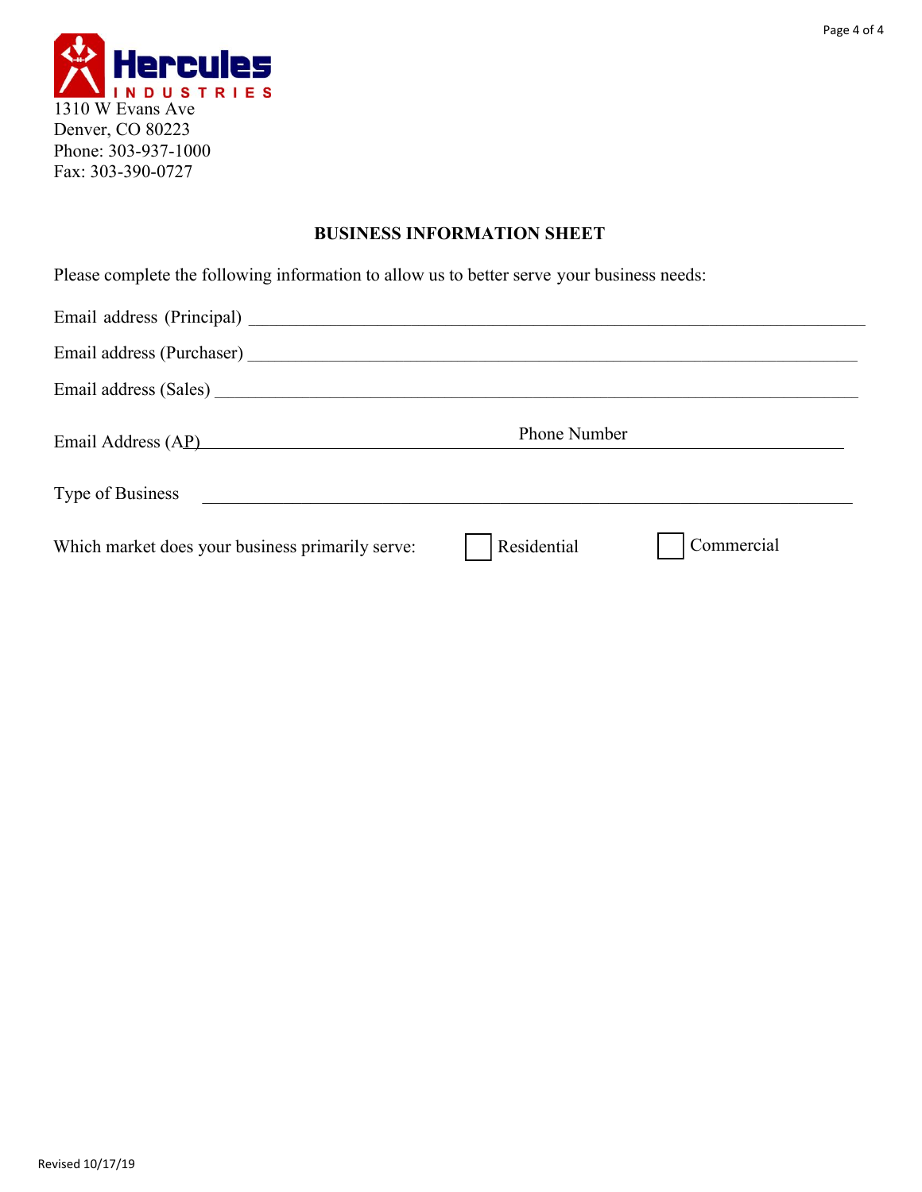Hercules INDUSTRIES

1310 W Evans Ave
Denver, CO 80223
Phone: 303-937-1000
Fax: 303-390-0727

**BUSINESS INFORMATION SHEET**

Please complete the following information to allow us to better serve your business needs:

Email address (Principal) ______________________________________________

Email address (Purchaser) ______________________________________________

Email address (Sales) ______________________________________________

Email Address (AP) ______________________ Phone Number ______________________

Type of Business ______________________________________________

Which market does your business primarily serve: ☐ Residential ☐ Commercial

Revised 10/17/19